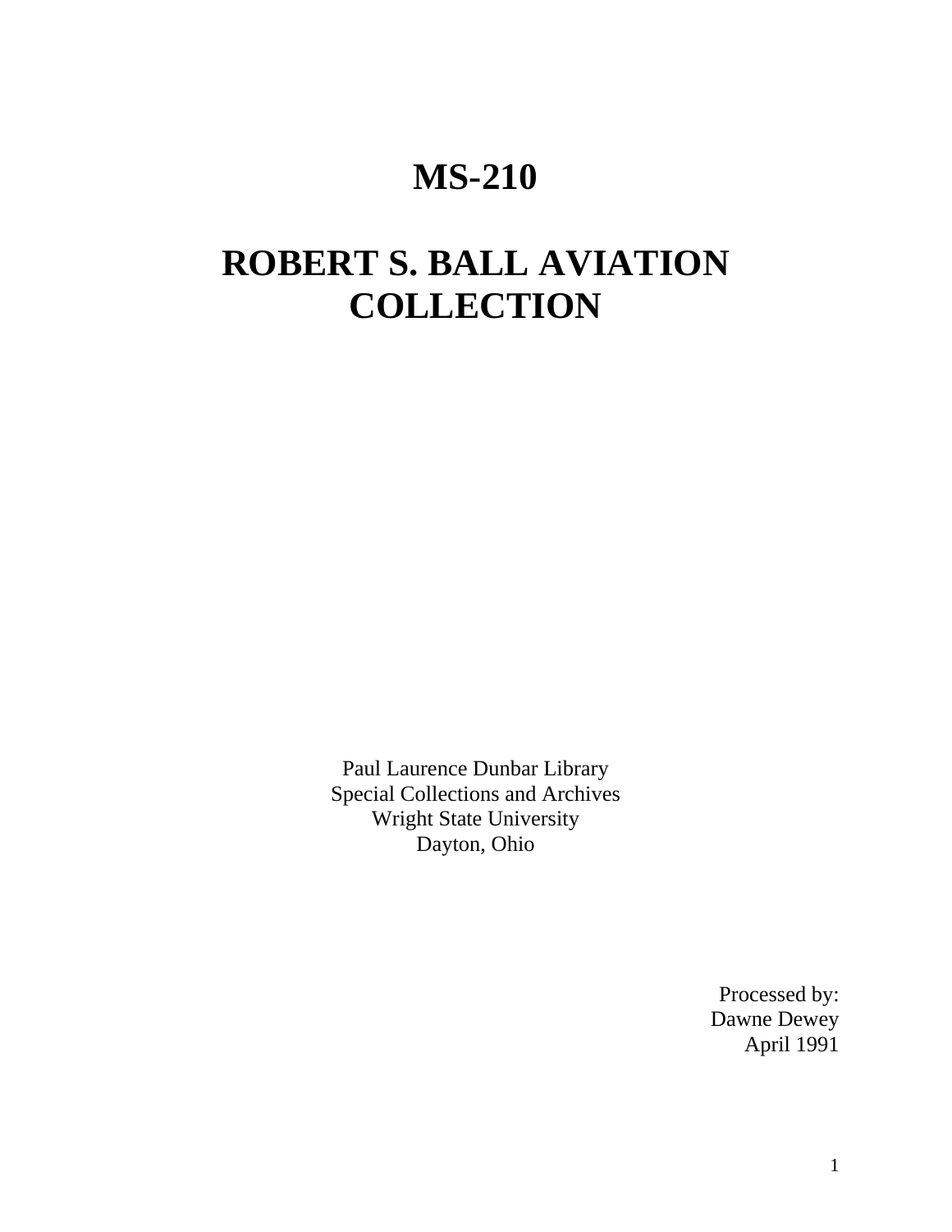# MS-210

# ROBERT S. BALL AVIATION COLLECTION

Paul Laurence Dunbar Library
Special Collections and Archives
Wright State University
Dayton, Ohio

Processed by:
Dawne Dewey
April 1991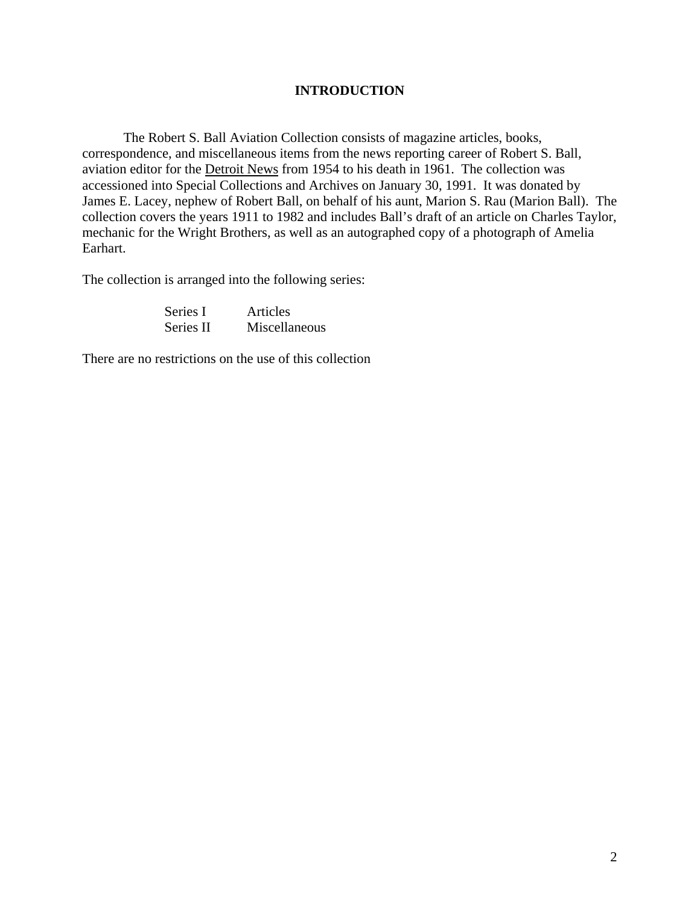# INTRODUCTION

The Robert S. Ball Aviation Collection consists of magazine articles, books, correspondence, and miscellaneous items from the news reporting career of Robert S. Ball, aviation editor for the Detroit News from 1954 to his death in 1961. The collection was accessioned into Special Collections and Archives on January 30, 1991. It was donated by James E. Lacey, nephew of Robert Ball, on behalf of his aunt, Marion S. Rau (Marion Ball). The collection covers the years 1911 to 1982 and includes Ball's draft of an article on Charles Taylor, mechanic for the Wright Brothers, as well as an autographed copy of a photograph of Amelia Earhart.

The collection is arranged into the following series:

| | |
|---|---|
| Series I | Articles |
| Series II | Miscellaneous |

There are no restrictions on the use of this collection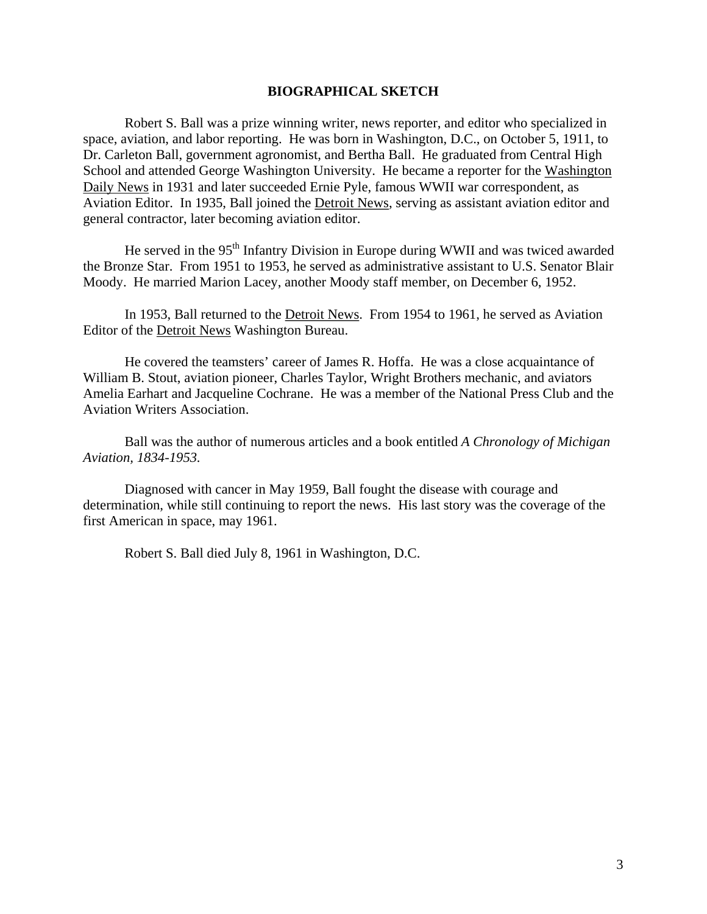# BIOGRAPHICAL SKETCH

Robert S. Ball was a prize winning writer, news reporter, and editor who specialized in space, aviation, and labor reporting. He was born in Washington, D.C., on October 5, 1911, to Dr. Carleton Ball, government agronomist, and Bertha Ball. He graduated from Central High School and attended George Washington University. He became a reporter for the Washington Daily News in 1931 and later succeeded Ernie Pyle, famous WWII war correspondent, as Aviation Editor. In 1935, Ball joined the Detroit News, serving as assistant aviation editor and general contractor, later becoming aviation editor.

He served in the 95th Infantry Division in Europe during WWII and was twiced awarded the Bronze Star. From 1951 to 1953, he served as administrative assistant to U.S. Senator Blair Moody. He married Marion Lacey, another Moody staff member, on December 6, 1952.

In 1953, Ball returned to the Detroit News. From 1954 to 1961, he served as Aviation Editor of the Detroit News Washington Bureau.

He covered the teamsters' career of James R. Hoffa. He was a close acquaintance of William B. Stout, aviation pioneer, Charles Taylor, Wright Brothers mechanic, and aviators Amelia Earhart and Jacqueline Cochrane. He was a member of the National Press Club and the Aviation Writers Association.

Ball was the author of numerous articles and a book entitled *A Chronology of Michigan Aviation, 1834-1953*.

Diagnosed with cancer in May 1959, Ball fought the disease with courage and determination, while still continuing to report the news. His last story was the coverage of the first American in space, may 1961.

Robert S. Ball died July 8, 1961 in Washington, D.C.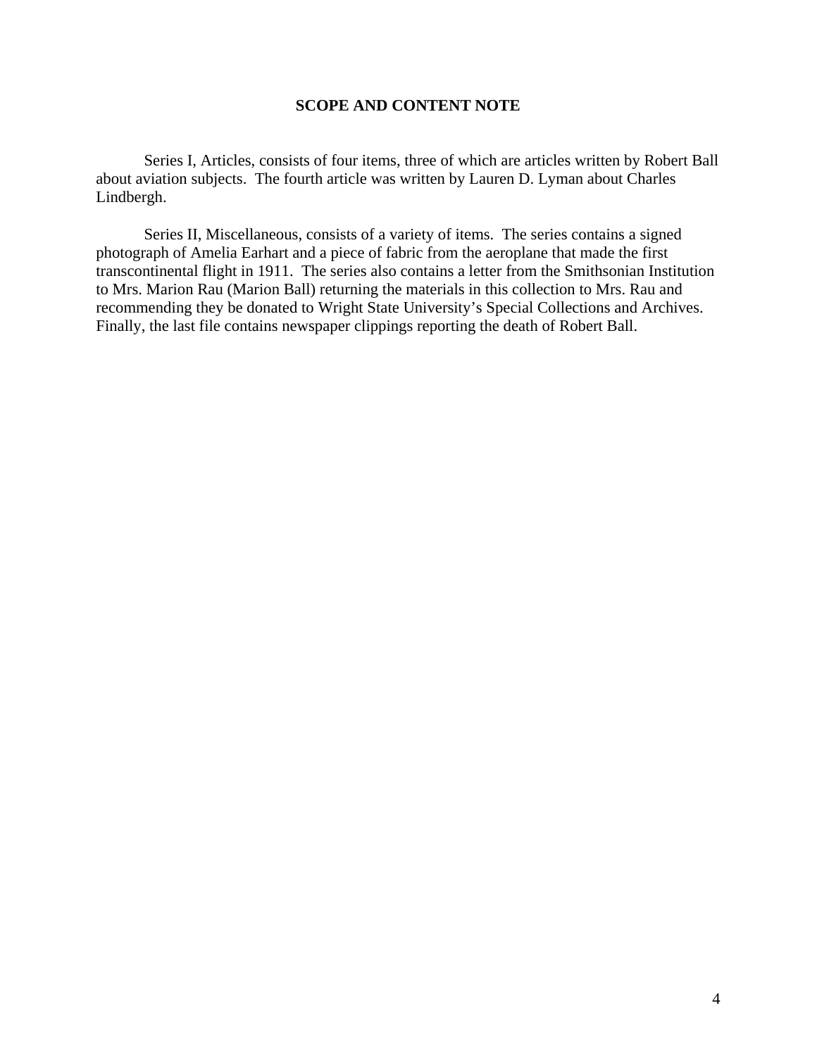## SCOPE AND CONTENT NOTE

Series I, Articles, consists of four items, three of which are articles written by Robert Ball about aviation subjects. The fourth article was written by Lauren D. Lyman about Charles Lindbergh.

Series II, Miscellaneous, consists of a variety of items. The series contains a signed photograph of Amelia Earhart and a piece of fabric from the aeroplane that made the first transcontinental flight in 1911. The series also contains a letter from the Smithsonian Institution to Mrs. Marion Rau (Marion Ball) returning the materials in this collection to Mrs. Rau and recommending they be donated to Wright State University's Special Collections and Archives. Finally, the last file contains newspaper clippings reporting the death of Robert Ball.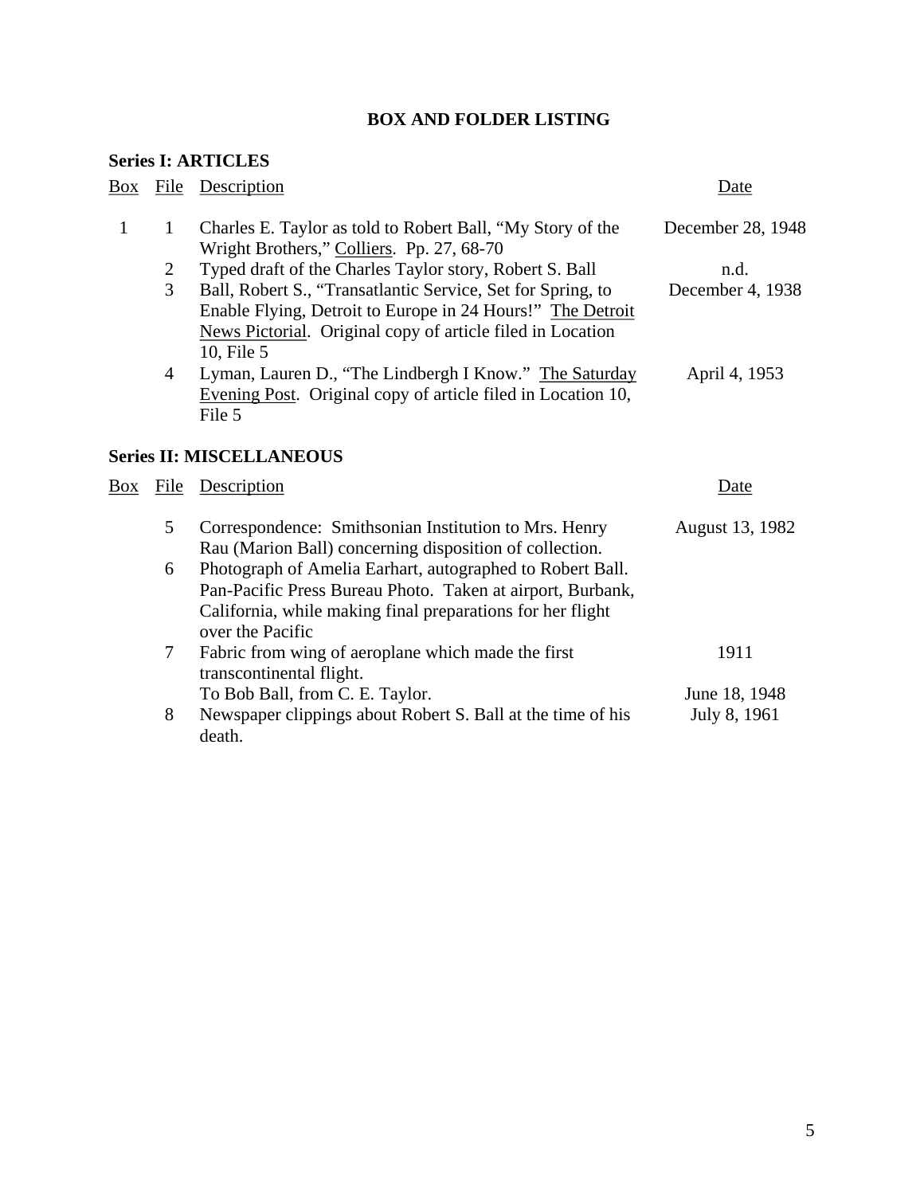# BOX AND FOLDER LISTING

## Series I: ARTICLES

| Box | File | Description | Date |
|---|---|---|---|
| 1 | 1 | Charles E. Taylor as told to Robert Ball, "My Story of the Wright Brothers," Colliers. Pp. 27, 68-70 | December 28, 1948 |
| | 2 | Typed draft of the Charles Taylor story, Robert S. Ball | n.d. |
| | 3 | Ball, Robert S., "Transatlantic Service, Set for Spring, to Enable Flying, Detroit to Europe in 24 Hours!" The Detroit News Pictorial. Original copy of article filed in Location 10, File 5 | December 4, 1938 |
| | 4 | Lyman, Lauren D., "The Lindbergh I Know." The Saturday Evening Post. Original copy of article filed in Location 10, File 5 | April 4, 1953 |

## Series II: MISCELLANEOUS

| Box | File | Description | Date |
|---|---|---|---|
| | 5 | Correspondence: Smithsonian Institution to Mrs. Henry Rau (Marion Ball) concerning disposition of collection. | August 13, 1982 |
| | 6 | Photograph of Amelia Earhart, autographed to Robert Ball. Pan-Pacific Press Bureau Photo. Taken at airport, Burbank, California, while making final preparations for her flight over the Pacific | |
| | 7 | Fabric from wing of aeroplane which made the first transcontinental flight. | 1911 |
| | | To Bob Ball, from C. E. Taylor. | June 18, 1948 |
| | 8 | Newspaper clippings about Robert S. Ball at the time of his death. | July 8, 1961 |